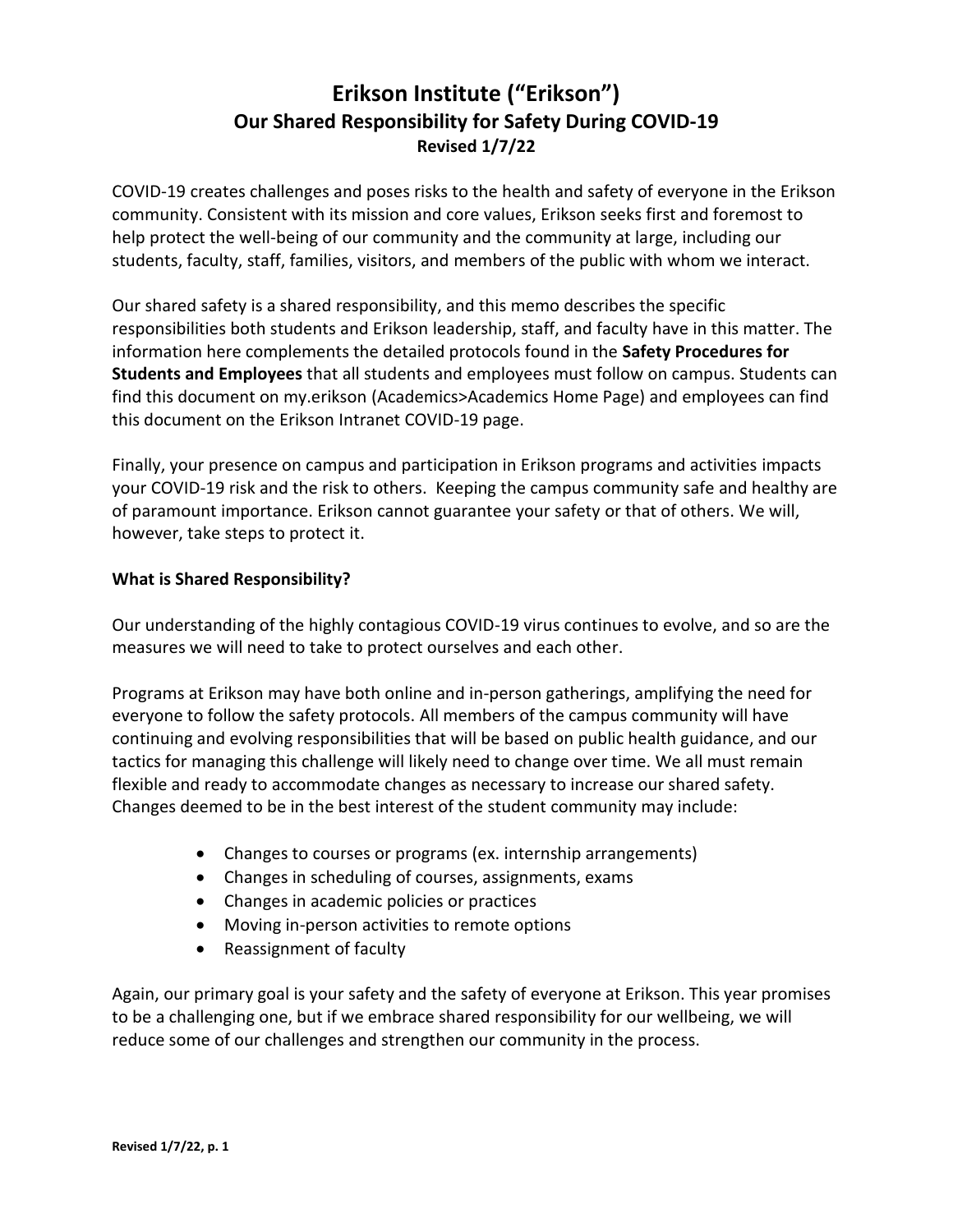# Erikson Institute ("Erikson")
## Our Shared Responsibility for Safety During COVID-19
### Revised 1/7/22

COVID-19 creates challenges and poses risks to the health and safety of everyone in the Erikson community. Consistent with its mission and core values, Erikson seeks first and foremost to help protect the well-being of our community and the community at large, including our students, faculty, staff, families, visitors, and members of the public with whom we interact.

Our shared safety is a shared responsibility, and this memo describes the specific responsibilities both students and Erikson leadership, staff, and faculty have in this matter. The information here complements the detailed protocols found in the **Safety Procedures for Students and Employees** that all students and employees must follow on campus. Students can find this document on my.erikson (Academics>Academics Home Page) and employees can find this document on the Erikson Intranet COVID-19 page.

Finally, your presence on campus and participation in Erikson programs and activities impacts your COVID-19 risk and the risk to others. Keeping the campus community safe and healthy are of paramount importance. Erikson cannot guarantee your safety or that of others. We will, however, take steps to protect it.

**What is Shared Responsibility?**

Our understanding of the highly contagious COVID-19 virus continues to evolve, and so are the measures we will need to take to protect ourselves and each other.

Programs at Erikson may have both online and in-person gatherings, amplifying the need for everyone to follow the safety protocols. All members of the campus community will have continuing and evolving responsibilities that will be based on public health guidance, and our tactics for managing this challenge will likely need to change over time. We all must remain flexible and ready to accommodate changes as necessary to increase our shared safety. Changes deemed to be in the best interest of the student community may include:

- Changes to courses or programs (ex. internship arrangements)
- Changes in scheduling of courses, assignments, exams
- Changes in academic policies or practices
- Moving in-person activities to remote options
- Reassignment of faculty

Again, our primary goal is your safety and the safety of everyone at Erikson. This year promises to be a challenging one, but if we embrace shared responsibility for our wellbeing, we will reduce some of our challenges and strengthen our community in the process.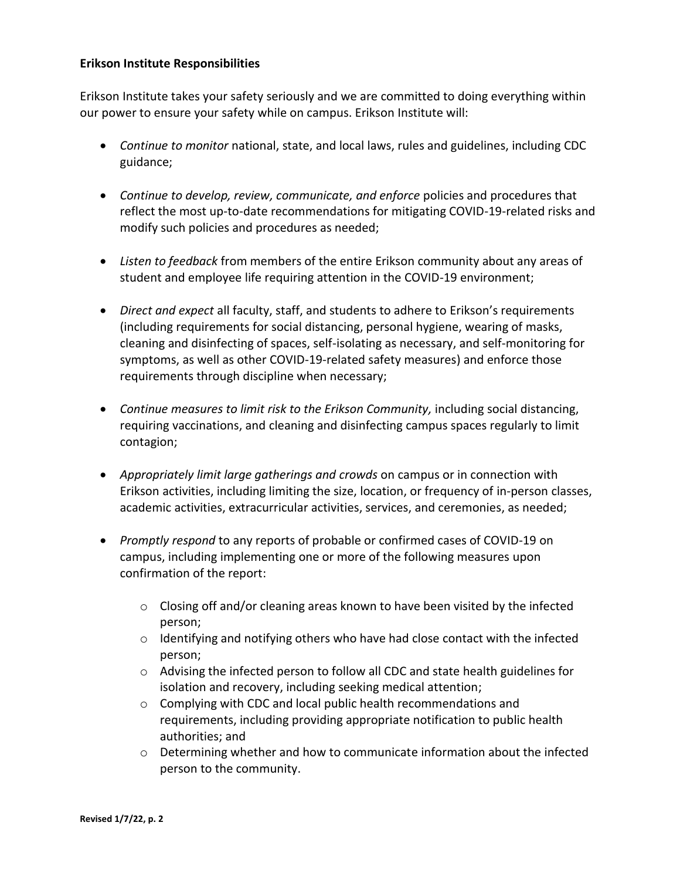**Erikson Institute Responsibilities**

Erikson Institute takes your safety seriously and we are committed to doing everything within our power to ensure your safety while on campus. Erikson Institute will:

- *Continue to monitor* national, state, and local laws, rules and guidelines, including CDC guidance;
- *Continue to develop, review, communicate, and enforce* policies and procedures that reflect the most up-to-date recommendations for mitigating COVID-19-related risks and modify such policies and procedures as needed;
- *Listen to feedback* from members of the entire Erikson community about any areas of student and employee life requiring attention in the COVID-19 environment;
- *Direct and expect* all faculty, staff, and students to adhere to Erikson's requirements (including requirements for social distancing, personal hygiene, wearing of masks, cleaning and disinfecting of spaces, self-isolating as necessary, and self-monitoring for symptoms, as well as other COVID-19-related safety measures) and enforce those requirements through discipline when necessary;
- *Continue measures to limit risk to the Erikson Community,* including social distancing, requiring vaccinations, and cleaning and disinfecting campus spaces regularly to limit contagion;
- *Appropriately limit large gatherings and crowds* on campus or in connection with Erikson activities, including limiting the size, location, or frequency of in-person classes, academic activities, extracurricular activities, services, and ceremonies, as needed;
- *Promptly respond* to any reports of probable or confirmed cases of COVID-19 on campus, including implementing one or more of the following measures upon confirmation of the report:
  - Closing off and/or cleaning areas known to have been visited by the infected person;
  - Identifying and notifying others who have had close contact with the infected person;
  - Advising the infected person to follow all CDC and state health guidelines for isolation and recovery, including seeking medical attention;
  - Complying with CDC and local public health recommendations and requirements, including providing appropriate notification to public health authorities; and
  - Determining whether and how to communicate information about the infected person to the community.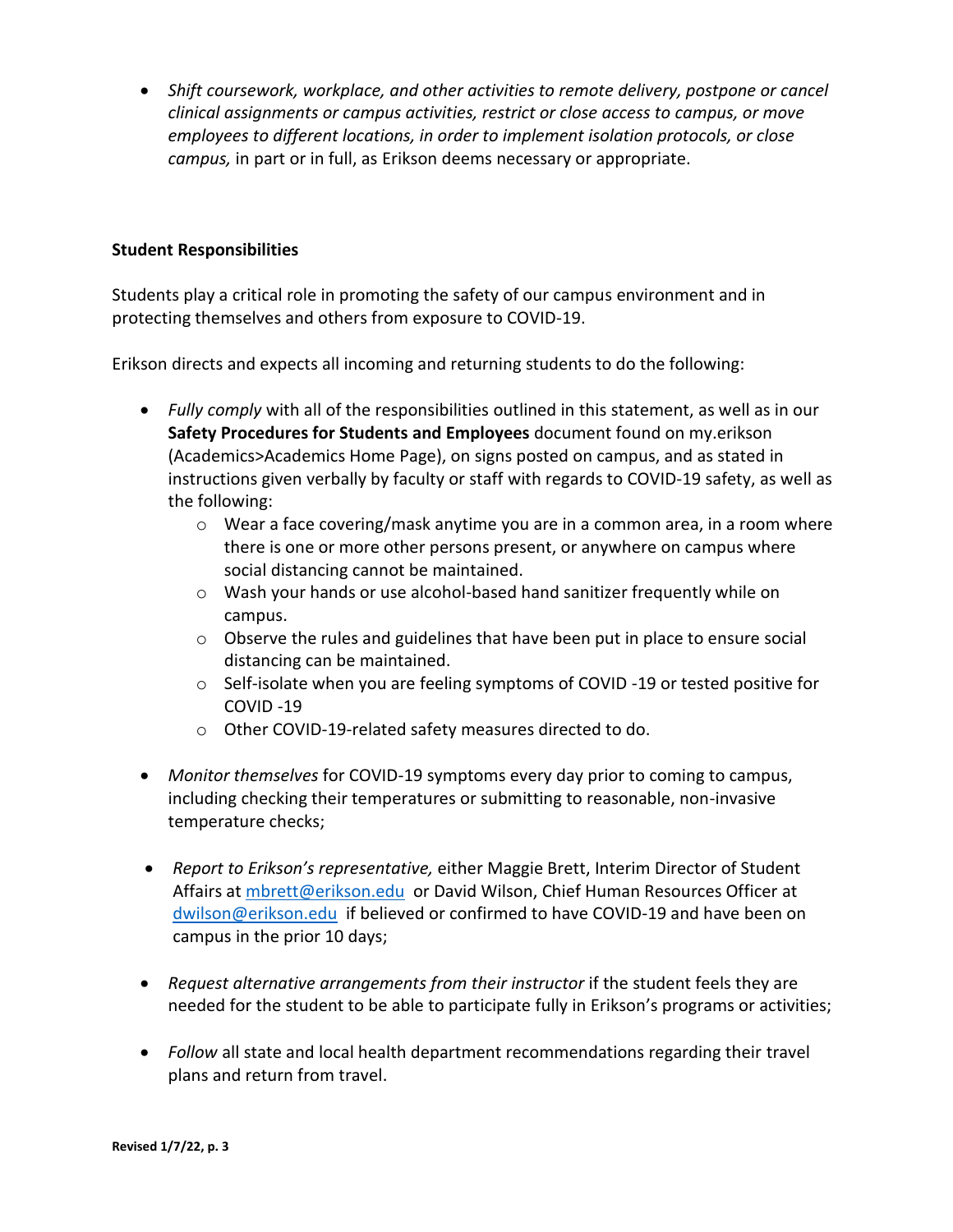- *Shift coursework, workplace, and other activities to remote delivery, postpone or cancel clinical assignments or campus activities, restrict or close access to campus, or move employees to different locations, in order to implement isolation protocols, or close campus,* in part or in full, as Erikson deems necessary or appropriate.

**Student Responsibilities**

Students play a critical role in promoting the safety of our campus environment and in protecting themselves and others from exposure to COVID-19.

Erikson directs and expects all incoming and returning students to do the following:

- *Fully comply* with all of the responsibilities outlined in this statement, as well as in our **Safety Procedures for Students and Employees** document found on my.erikson (Academics>Academics Home Page), on signs posted on campus, and as stated in instructions given verbally by faculty or staff with regards to COVID-19 safety, as well as the following:
  - Wear a face covering/mask anytime you are in a common area, in a room where there is one or more other persons present, or anywhere on campus where social distancing cannot be maintained.
  - Wash your hands or use alcohol-based hand sanitizer frequently while on campus.
  - Observe the rules and guidelines that have been put in place to ensure social distancing can be maintained.
  - Self-isolate when you are feeling symptoms of COVID -19 or tested positive for COVID -19
  - Other COVID-19-related safety measures directed to do.

- *Monitor themselves* for COVID-19 symptoms every day prior to coming to campus, including checking their temperatures or submitting to reasonable, non-invasive temperature checks;

- *Report to Erikson's representative,* either Maggie Brett, Interim Director of Student Affairs at mbrett@erikson.edu or David Wilson, Chief Human Resources Officer at dwilson@erikson.edu if believed or confirmed to have COVID-19 and have been on campus in the prior 10 days;

- *Request alternative arrangements from their instructor* if the student feels they are needed for the student to be able to participate fully in Erikson's programs or activities;

- *Follow* all state and local health department recommendations regarding their travel plans and return from travel.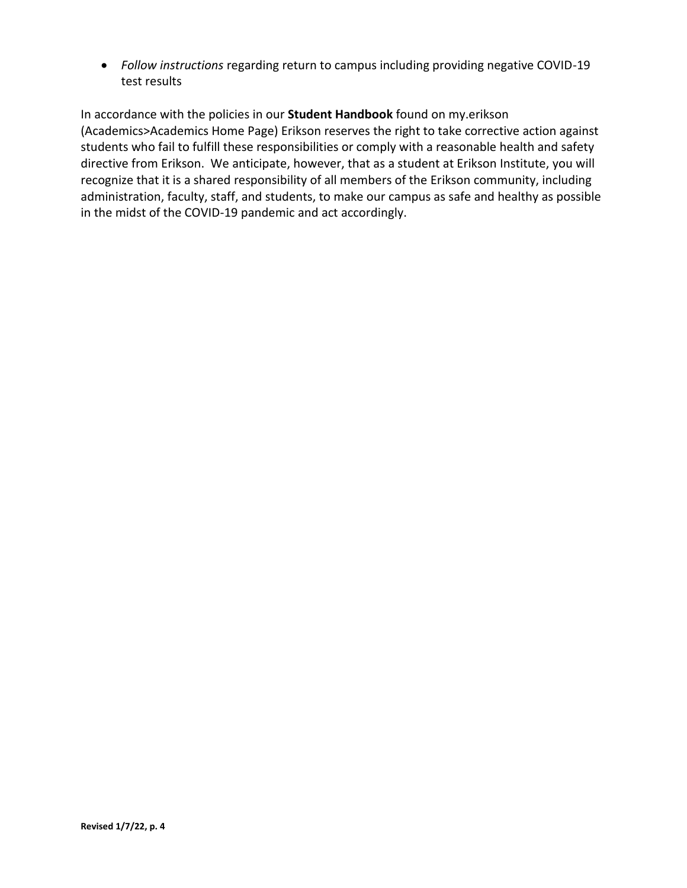- *Follow instructions* regarding return to campus including providing negative COVID-19 test results

In accordance with the policies in our **Student Handbook** found on my.erikson (Academics>Academics Home Page) Erikson reserves the right to take corrective action against students who fail to fulfill these responsibilities or comply with a reasonable health and safety directive from Erikson. We anticipate, however, that as a student at Erikson Institute, you will recognize that it is a shared responsibility of all members of the Erikson community, including administration, faculty, staff, and students, to make our campus as safe and healthy as possible in the midst of the COVID-19 pandemic and act accordingly.